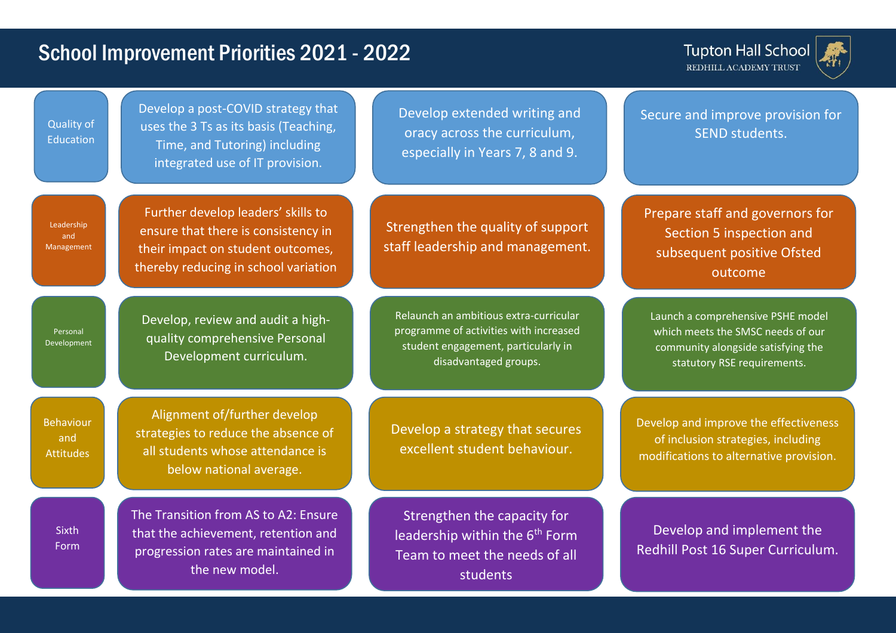# School Improvement Priorities 2021 - 2022

Tupton Hall School
REDHILL ACADEMY TRUST

| Area | Priority 1 | Priority 2 | Priority 3 |
|---|---|---|---|
| Quality of Education | Develop a post-COVID strategy that uses the 3 Ts as its basis (Teaching, Time, and Tutoring) including integrated use of IT provision. | Develop extended writing and oracy across the curriculum, especially in Years 7, 8 and 9. | Secure and improve provision for SEND students. |
| Leadership and Management | Further develop leaders' skills to ensure that there is consistency in their impact on student outcomes, thereby reducing in school variation | Strengthen the quality of support staff leadership and management. | Prepare staff and governors for Section 5 inspection and subsequent positive Ofsted outcome |
| Personal Development | Develop, review and audit a high-quality comprehensive Personal Development curriculum. | Relaunch an ambitious extra-curricular programme of activities with increased student engagement, particularly in disadvantaged groups. | Launch a comprehensive PSHE model which meets the SMSC needs of our community alongside satisfying the statutory RSE requirements. |
| Behaviour and Attitudes | Alignment of/further develop strategies to reduce the absence of all students whose attendance is below national average. | Develop a strategy that secures excellent student behaviour. | Develop and improve the effectiveness of inclusion strategies, including modifications to alternative provision. |
| Sixth Form | The Transition from AS to A2: Ensure that the achievement, retention and progression rates are maintained in the new model. | Strengthen the capacity for leadership within the 6th Form Team to meet the needs of all students | Develop and implement the Redhill Post 16 Super Curriculum. |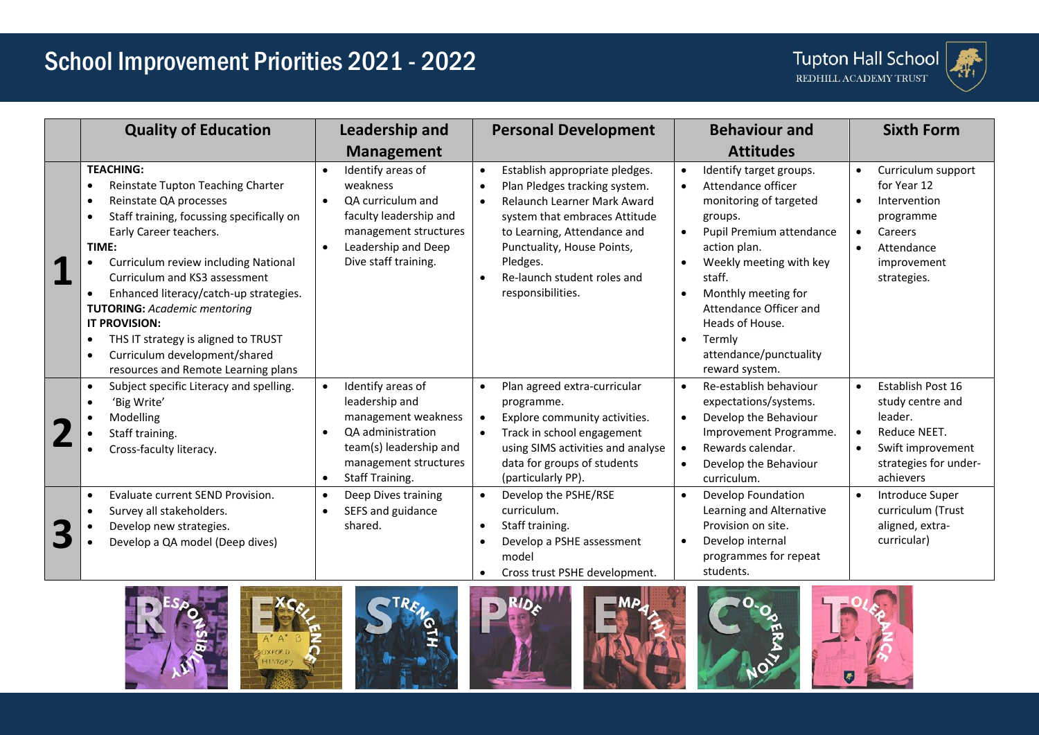# School Improvement Priorities 2021 - 2022

Tupton Hall School
REDHILL ACADEMY TRUST

| | Quality of Education | Leadership and Management | Personal Development | Behaviour and Attitudes | Sixth Form |
|---|---|---|---|---|---|
| **1** | **TEACHING:**<br>• Reinstate Tupton Teaching Charter<br>• Reinstate QA processes<br>• Staff training, focussing specifically on Early Career teachers.<br>**TIME:**<br>• Curriculum review including National Curriculum and KS3 assessment<br>• Enhanced literacy/catch-up strategies.<br>**TUTORING:** *Academic mentoring*<br>**IT PROVISION:**<br>• THS IT strategy is aligned to TRUST<br>• Curriculum development/shared resources and Remote Learning plans | • Identify areas of weakness<br>• QA curriculum and faculty leadership and management structures<br>• Leadership and Deep Dive staff training. | • Establish appropriate pledges.<br>• Plan Pledges tracking system.<br>• Relaunch Learner Mark Award system that embraces Attitude to Learning, Attendance and Punctuality, House Points, Pledges.<br>• Re-launch student roles and responsibilities. | • Identify target groups.<br>• Attendance officer monitoring of targeted groups.<br>• Pupil Premium attendance action plan.<br>• Weekly meeting with key staff.<br>• Monthly meeting for Attendance Officer and Heads of House.<br>• Termly attendance/punctuality reward system. | • Curriculum support for Year 12<br>• Intervention programme<br>• Careers<br>• Attendance improvement strategies. |
| **2** | • Subject specific Literacy and spelling.<br>• 'Big Write'<br>• Modelling<br>• Staff training.<br>• Cross-faculty literacy. | • Identify areas of leadership and management weakness<br>• QA administration team(s) leadership and management structures<br>• Staff Training. | • Plan agreed extra-curricular programme.<br>• Explore community activities.<br>• Track in school engagement using SIMS activities and analyse data for groups of students (particularly PP). | • Re-establish behaviour expectations/systems.<br>• Develop the Behaviour Improvement Programme.<br>• Rewards calendar.<br>• Develop the Behaviour curriculum. | • Establish Post 16 study centre and leader.<br>• Reduce NEET.<br>• Swift improvement strategies for under-achievers |
| **3** | • Evaluate current SEND Provision.<br>• Survey all stakeholders.<br>• Develop new strategies.<br>• Develop a QA model (Deep dives) | • Deep Dives training<br>• SEFS and guidance shared. | • Develop the PSHE/RSE curriculum.<br>• Staff training.<br>• Develop a PSHE assessment model<br>• Cross trust PSHE development. | • Develop Foundation Learning and Alternative Provision on site.<br>• Develop internal programmes for repeat students. | • Introduce Super curriculum (Trust aligned, extra-curricular) |

RESPONSIBILITY EXCELLENCE STRENGTH PRIDE EMPATHY CO-OPERATION TOLERANCE